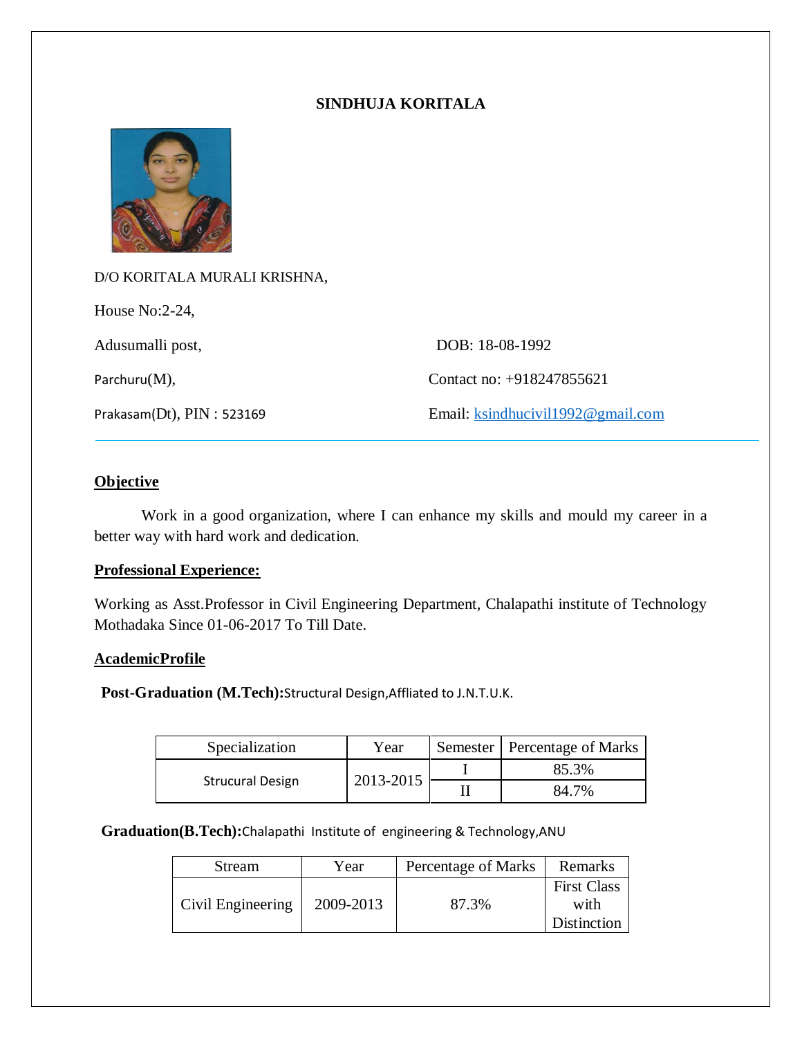# SINDHUJA KORITALA

D/O KORITALA MURALI KRISHNA,

House No:2-24,

Adusumalli post,

Parchuru(M),

Prakasam(Dt), PIN : 523169

DOB: 18-08-1992

Contact no: +918247855621

Email: ksindhucivil1992@gmail.com

---

## Objective

Work in a good organization, where I can enhance my skills and mould my career in a better way with hard work and dedication.

## Professional Experience:

Working as Asst.Professor in Civil Engineering Department, Chalapathi institute of Technology Mothadaka Since 01-06-2017 To Till Date.

## AcademicProfile

**Post-Graduation (M.Tech):**Structural Design,Affliated to J.N.T.U.K.

| Specialization | Year | Semester | Percentage of Marks |
|---|---|---|---|
| Strucural Design | 2013-2015 | I | 85.3% |
| | | II | 84.7% |

**Graduation(B.Tech):**Chalapathi Institute of engineering & Technology,ANU

| Stream | Year | Percentage of Marks | Remarks |
|---|---|---|---|
| Civil Engineering | 2009-2013 | 87.3% | First Class with Distinction |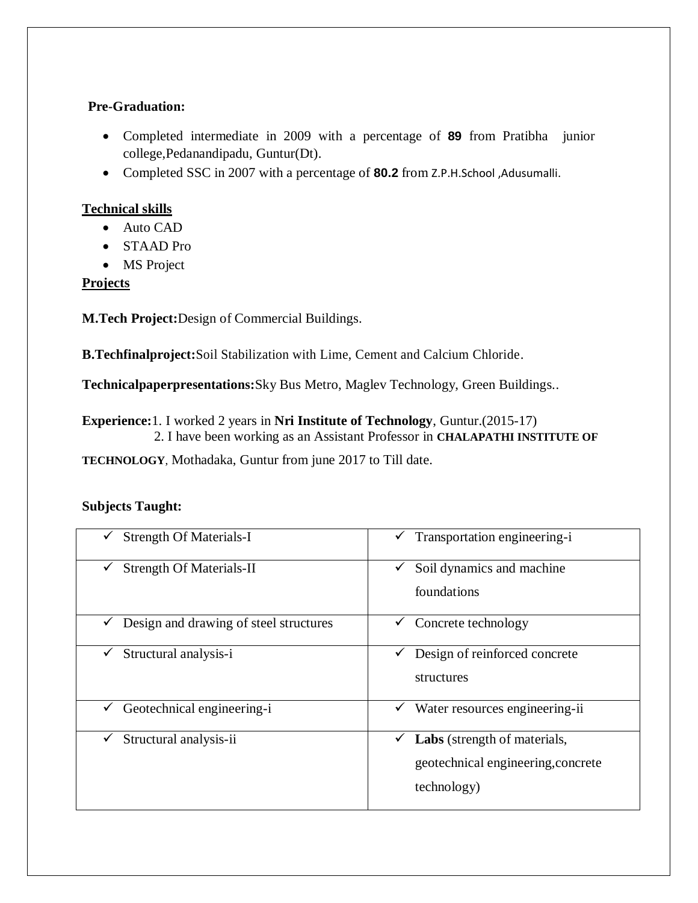**Pre-Graduation:**

- Completed intermediate in 2009 with a percentage of **89** from Pratibha junior college,Pedanandipadu, Guntur(Dt).
- Completed SSC in 2007 with a percentage of **80.2** from Z.P.H.School ,Adusumalli.

**Technical skills**

- Auto CAD
- STAAD Pro
- MS Project

**Projects**

**M.Tech Project:**Design of Commercial Buildings.

**B.Techfinalproject:**Soil Stabilization with Lime, Cement and Calcium Chloride.

**Technicalpaperpresentations:**Sky Bus Metro, Maglev Technology, Green Buildings..

**Experience:**1. I worked 2 years in **Nri Institute of Technology**, Guntur.(2015-17)
2. I have been working as an Assistant Professor in **CHALAPATHI INSTITUTE OF TECHNOLOGY**, Mothadaka, Guntur from june 2017 to Till date.

**Subjects Taught:**

| | |
|---|---|
| ✓ Strength Of Materials-I | ✓ Transportation engineering-i |
| ✓ Strength Of Materials-II | ✓ Soil dynamics and machine foundations |
| ✓ Design and drawing of steel structures | ✓ Concrete technology |
| ✓ Structural analysis-i | ✓ Design of reinforced concrete structures |
| ✓ Geotechnical engineering-i | ✓ Water resources engineering-ii |
| ✓ Structural analysis-ii | ✓ **Labs** (strength of materials, geotechnical engineering,concrete technology) |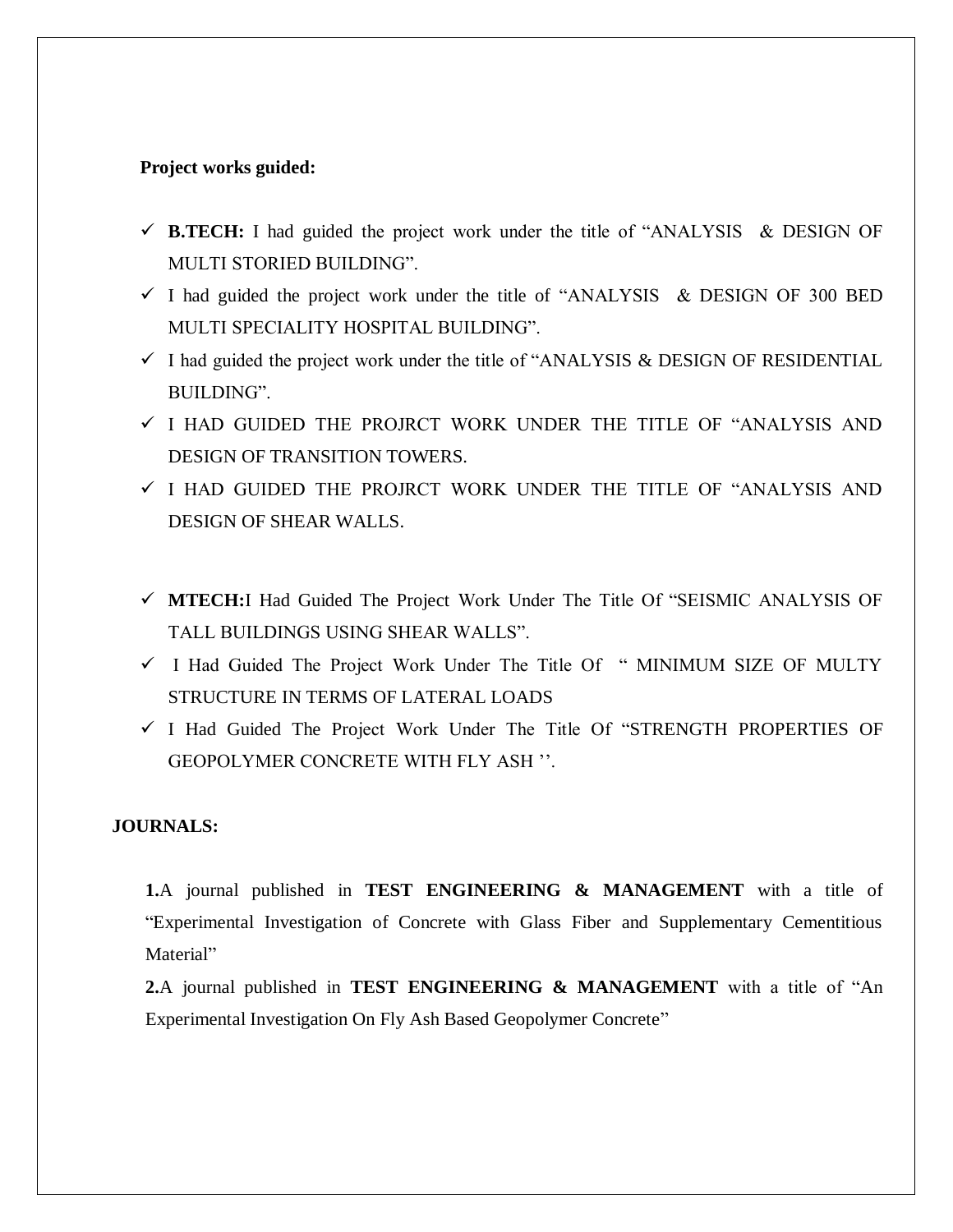**Project works guided:**

- ✓ **B.TECH:** I had guided the project work under the title of "ANALYSIS & DESIGN OF MULTI STORIED BUILDING".
- ✓ I had guided the project work under the title of "ANALYSIS & DESIGN OF 300 BED MULTI SPECIALITY HOSPITAL BUILDING".
- ✓ I had guided the project work under the title of "ANALYSIS & DESIGN OF RESIDENTIAL BUILDING".
- ✓ I HAD GUIDED THE PROJRCT WORK UNDER THE TITLE OF "ANALYSIS AND DESIGN OF TRANSITION TOWERS.
- ✓ I HAD GUIDED THE PROJRCT WORK UNDER THE TITLE OF "ANALYSIS AND DESIGN OF SHEAR WALLS.

- ✓ **MTECH:**I Had Guided The Project Work Under The Title Of "SEISMIC ANALYSIS OF TALL BUILDINGS USING SHEAR WALLS".
- ✓ I Had Guided The Project Work Under The Title Of " MINIMUM SIZE OF MULTY STRUCTURE IN TERMS OF LATERAL LOADS
- ✓ I Had Guided The Project Work Under The Title Of "STRENGTH PROPERTIES OF GEOPOLYMER CONCRETE WITH FLY ASH ''.

**JOURNALS:**

**1.**A journal published in **TEST ENGINEERING & MANAGEMENT** with a title of "Experimental Investigation of Concrete with Glass Fiber and Supplementary Cementitious Material"

**2.**A journal published in **TEST ENGINEERING & MANAGEMENT** with a title of "An Experimental Investigation On Fly Ash Based Geopolymer Concrete"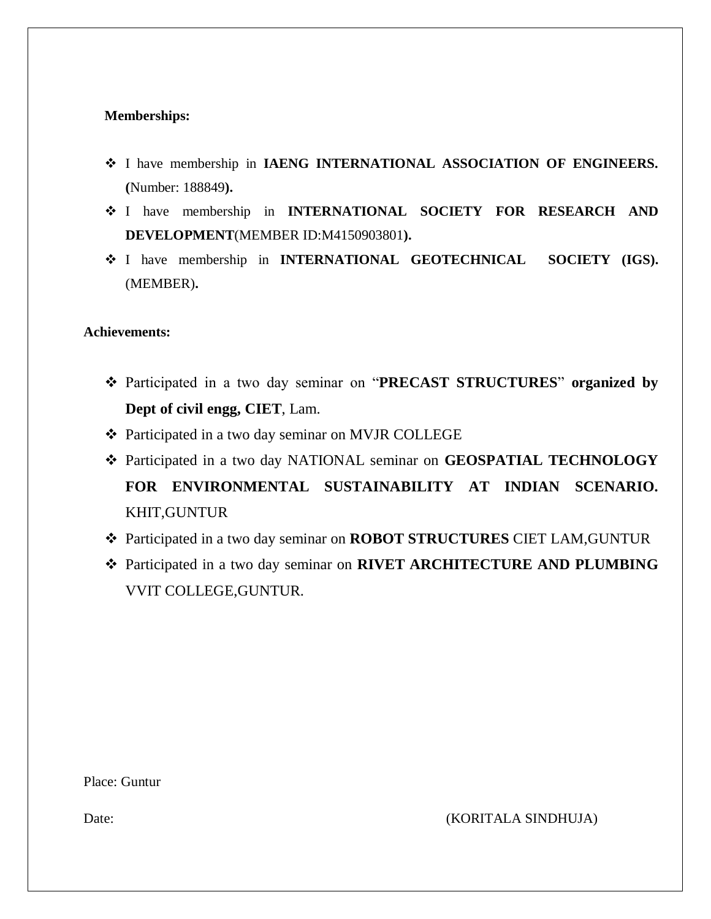**Memberships:**

- I have membership in **IAENG INTERNATIONAL ASSOCIATION OF ENGINEERS. (**Number: 188849**).**
- I have membership in **INTERNATIONAL SOCIETY FOR RESEARCH AND DEVELOPMENT**(MEMBER ID:M4150903801**).**
- I have membership in **INTERNATIONAL GEOTECHNICAL SOCIETY (IGS).** (MEMBER)**.**

**Achievements:**

- Participated in a two day seminar on "**PRECAST STRUCTURES**" **organized by Dept of civil engg, CIET**, Lam.
- Participated in a two day seminar on MVJR COLLEGE
- Participated in a two day NATIONAL seminar on **GEOSPATIAL TECHNOLOGY FOR ENVIRONMENTAL SUSTAINABILITY AT INDIAN SCENARIO.** KHIT,GUNTUR
- Participated in a two day seminar on **ROBOT STRUCTURES** CIET LAM,GUNTUR
- Participated in a two day seminar on **RIVET ARCHITECTURE AND PLUMBING** VVIT COLLEGE,GUNTUR.

Place: Guntur

Date: (KORITALA SINDHUJA)